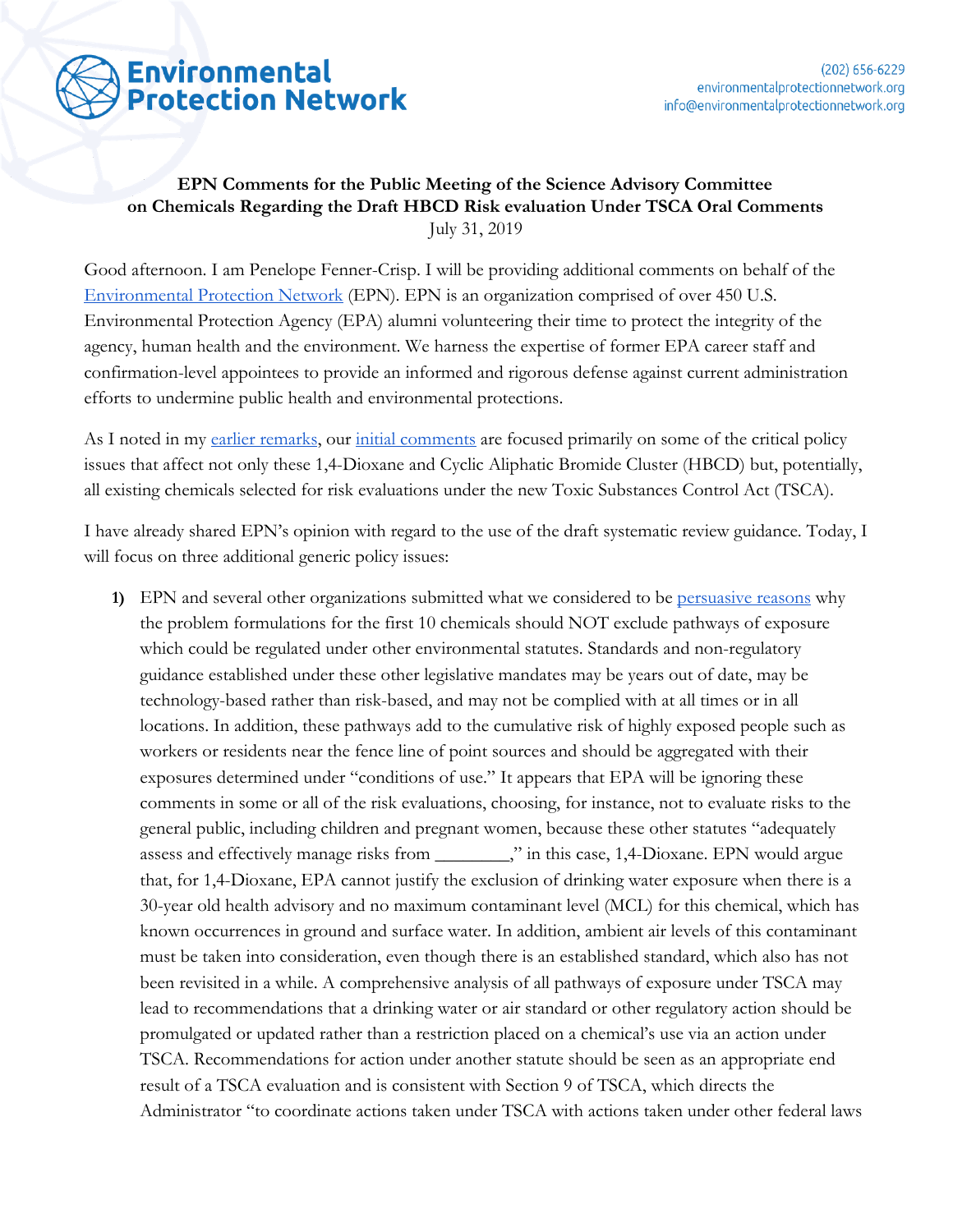**Environmental Protection Network**

(202) 656-6229
environmentalprotectionnetwork.org
info@environmentalprotectionnetwork.org

**EPN Comments for the Public Meeting of the Science Advisory Committee on Chemicals Regarding the Draft HBCD Risk evaluation Under TSCA Oral Comments**
July 31, 2019

Good afternoon. I am Penelope Fenner-Crisp. I will be providing additional comments on behalf of the [Environmental Protection Network](#) (EPN). EPN is an organization comprised of over 450 U.S. Environmental Protection Agency (EPA) alumni volunteering their time to protect the integrity of the agency, human health and the environment. We harness the expertise of former EPA career staff and confirmation-level appointees to provide an informed and rigorous defense against current administration efforts to undermine public health and environmental protections.

As I noted in my [earlier remarks](#), our [initial comments](#) are focused primarily on some of the critical policy issues that affect not only these 1,4-Dioxane and Cyclic Aliphatic Bromide Cluster (HBCD) but, potentially, all existing chemicals selected for risk evaluations under the new Toxic Substances Control Act (TSCA).

I have already shared EPN's opinion with regard to the use of the draft systematic review guidance. Today, I will focus on three additional generic policy issues:

1) EPN and several other organizations submitted what we considered to be [persuasive reasons](#) why the problem formulations for the first 10 chemicals should NOT exclude pathways of exposure which could be regulated under other environmental statutes. Standards and non-regulatory guidance established under these other legislative mandates may be years out of date, may be technology-based rather than risk-based, and may not be complied with at all times or in all locations. In addition, these pathways add to the cumulative risk of highly exposed people such as workers or residents near the fence line of point sources and should be aggregated with their exposures determined under "conditions of use." It appears that EPA will be ignoring these comments in some or all of the risk evaluations, choosing, for instance, not to evaluate risks to the general public, including children and pregnant women, because these other statutes "adequately assess and effectively manage risks from ________," in this case, 1,4-Dioxane. EPN would argue that, for 1,4-Dioxane, EPA cannot justify the exclusion of drinking water exposure when there is a 30-year old health advisory and no maximum contaminant level (MCL) for this chemical, which has known occurrences in ground and surface water. In addition, ambient air levels of this contaminant must be taken into consideration, even though there is an established standard, which also has not been revisited in a while. A comprehensive analysis of all pathways of exposure under TSCA may lead to recommendations that a drinking water or air standard or other regulatory action should be promulgated or updated rather than a restriction placed on a chemical's use via an action under TSCA. Recommendations for action under another statute should be seen as an appropriate end result of a TSCA evaluation and is consistent with Section 9 of TSCA, which directs the Administrator "to coordinate actions taken under TSCA with actions taken under other federal laws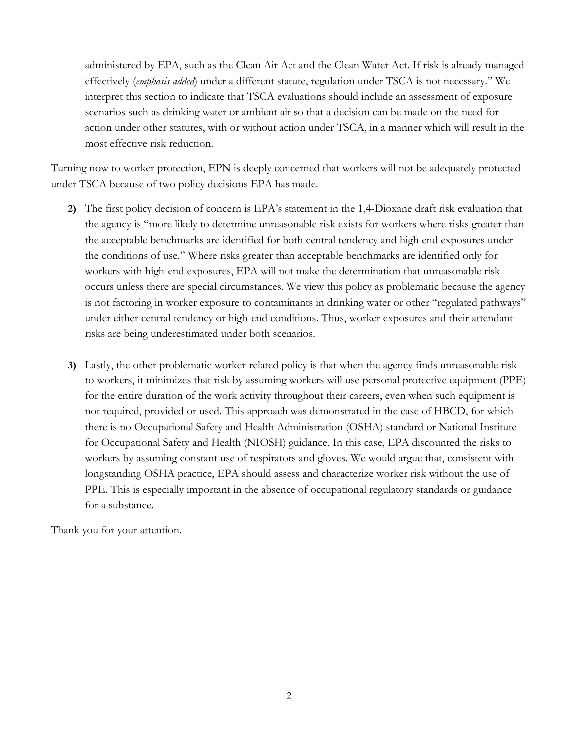administered by EPA, such as the Clean Air Act and the Clean Water Act. If risk is already managed effectively (*emphasis added*) under a different statute, regulation under TSCA is not necessary." We interpret this section to indicate that TSCA evaluations should include an assessment of exposure scenarios such as drinking water or ambient air so that a decision can be made on the need for action under other statutes, with or without action under TSCA, in a manner which will result in the most effective risk reduction.

Turning now to worker protection, EPN is deeply concerned that workers will not be adequately protected under TSCA because of two policy decisions EPA has made.

**2)** The first policy decision of concern is EPA's statement in the 1,4-Dioxane draft risk evaluation that the agency is "more likely to determine unreasonable risk exists for workers where risks greater than the acceptable benchmarks are identified for both central tendency and high end exposures under the conditions of use." Where risks greater than acceptable benchmarks are identified only for workers with high-end exposures, EPA will not make the determination that unreasonable risk occurs unless there are special circumstances. We view this policy as problematic because the agency is not factoring in worker exposure to contaminants in drinking water or other "regulated pathways" under either central tendency or high-end conditions. Thus, worker exposures and their attendant risks are being underestimated under both scenarios.

**3)** Lastly, the other problematic worker-related policy is that when the agency finds unreasonable risk to workers, it minimizes that risk by assuming workers will use personal protective equipment (PPE) for the entire duration of the work activity throughout their careers, even when such equipment is not required, provided or used. This approach was demonstrated in the case of HBCD, for which there is no Occupational Safety and Health Administration (OSHA) standard or National Institute for Occupational Safety and Health (NIOSH) guidance. In this case, EPA discounted the risks to workers by assuming constant use of respirators and gloves. We would argue that, consistent with longstanding OSHA practice, EPA should assess and characterize worker risk without the use of PPE. This is especially important in the absence of occupational regulatory standards or guidance for a substance.

Thank you for your attention.